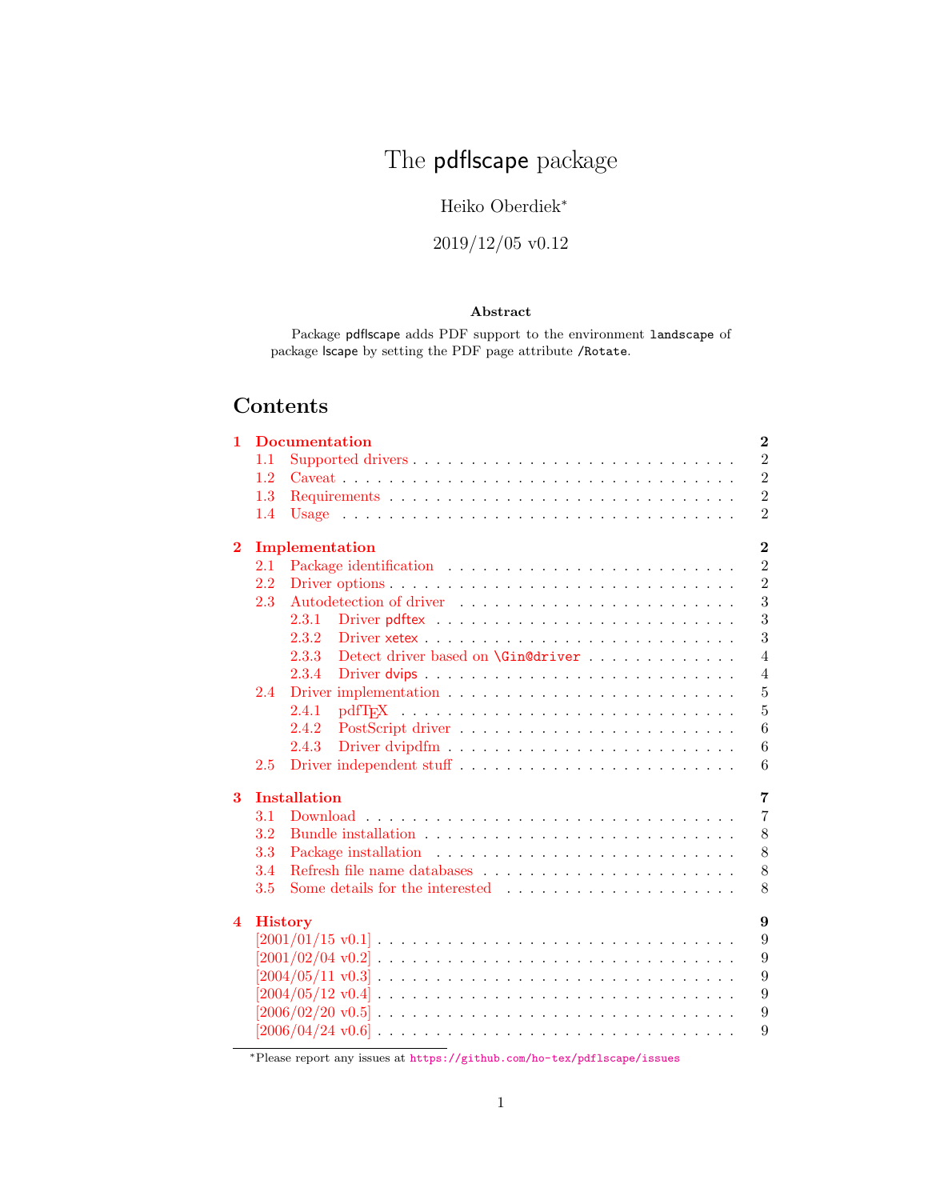# The pdflscape package

Heiko Oberdiek[*]

2019/12/05 v0.12

**Abstract**

Package pdflscape adds PDF support to the environment `landscape` of package lscape by setting the PDF page attribute `/Rotate`.

## Contents

- **1 Documentation** — 2
  - 1.1 Supported drivers — 2
  - 1.2 Caveat — 2
  - 1.3 Requirements — 2
  - 1.4 Usage — 2
- **2 Implementation** — 2
  - 2.1 Package identification — 2
  - 2.2 Driver options — 2
  - 2.3 Autodetection of driver — 3
    - 2.3.1 Driver pdftex — 3
    - 2.3.2 Driver xetex — 3
    - 2.3.3 Detect driver based on `\Gin@driver` — 4
    - 2.3.4 Driver dvips — 4
  - 2.4 Driver implementation — 5
    - 2.4.1 pdfTEX — 5
    - 2.4.2 PostScript driver — 6
    - 2.4.3 Driver dvipdfm — 6
  - 2.5 Driver independent stuff — 6
- **3 Installation** — 7
  - 3.1 Download — 7
  - 3.2 Bundle installation — 8
  - 3.3 Package installation — 8
  - 3.4 Refresh file name databases — 8
  - 3.5 Some details for the interested — 8
- **4 History** — 9
  - [2001/01/15 v0.1] — 9
  - [2001/02/04 v0.2] — 9
  - [2004/05/11 v0.3] — 9
  - [2004/05/12 v0.4] — 9
  - [2006/02/20 v0.5] — 9
  - [2006/04/24 v0.6] — 9

[*] Please report any issues at https://github.com/ho-tex/pdflscape/issues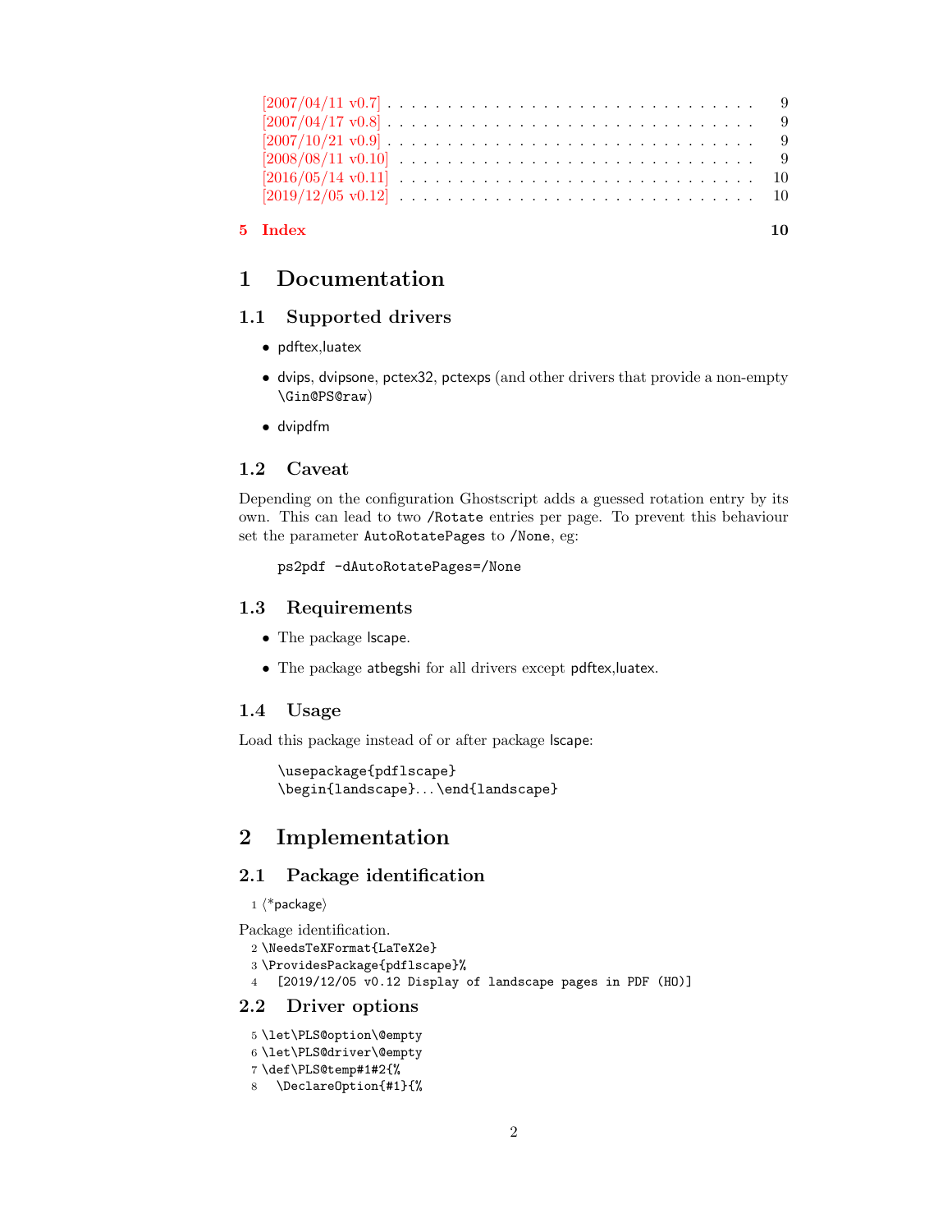[2007/04/11 v0.7] . . . . . . . . . . . . . . . . . . . . . . . . . . . . . . 9
[2007/04/17 v0.8] . . . . . . . . . . . . . . . . . . . . . . . . . . . . . . 9
[2007/10/21 v0.9] . . . . . . . . . . . . . . . . . . . . . . . . . . . . . . 9
[2008/08/11 v0.10] . . . . . . . . . . . . . . . . . . . . . . . . . . . . . 9
[2016/05/14 v0.11] . . . . . . . . . . . . . . . . . . . . . . . . . . . . . 10
[2019/12/05 v0.12] . . . . . . . . . . . . . . . . . . . . . . . . . . . . . 10

**5 Index** **10**

# 1 Documentation

## 1.1 Supported drivers

- pdftex,luatex
- dvips, dvipsone, pctex32, pctexps (and other drivers that provide a non-empty `\Gin@PS@raw`)
- dvipdfm

## 1.2 Caveat

Depending on the configuration Ghostscript adds a guessed rotation entry by its own. This can lead to two `/Rotate` entries per page. To prevent this behaviour set the parameter `AutoRotatePages` to `/None`, eg:

```
ps2pdf -dAutoRotatePages=/None
```

## 1.3 Requirements

- The package lscape.
- The package atbegshi for all drivers except pdftex,luatex.

## 1.4 Usage

Load this package instead of or after package lscape:

```
\usepackage{pdflscape}
\begin{landscape}...\end{landscape}
```

# 2 Implementation

## 2.1 Package identification

```
1 ⟨*package⟩
```

Package identification.

```
2 \NeedsTeXFormat{LaTeX2e}
3 \ProvidesPackage{pdflscape}%
4   [2019/12/05 v0.12 Display of landscape pages in PDF (HO)]
```

## 2.2 Driver options

```
5 \let\PLS@option\@empty
6 \let\PLS@driver\@empty
7 \def\PLS@temp#1#2{%
8   \DeclareOption{#1}{%
```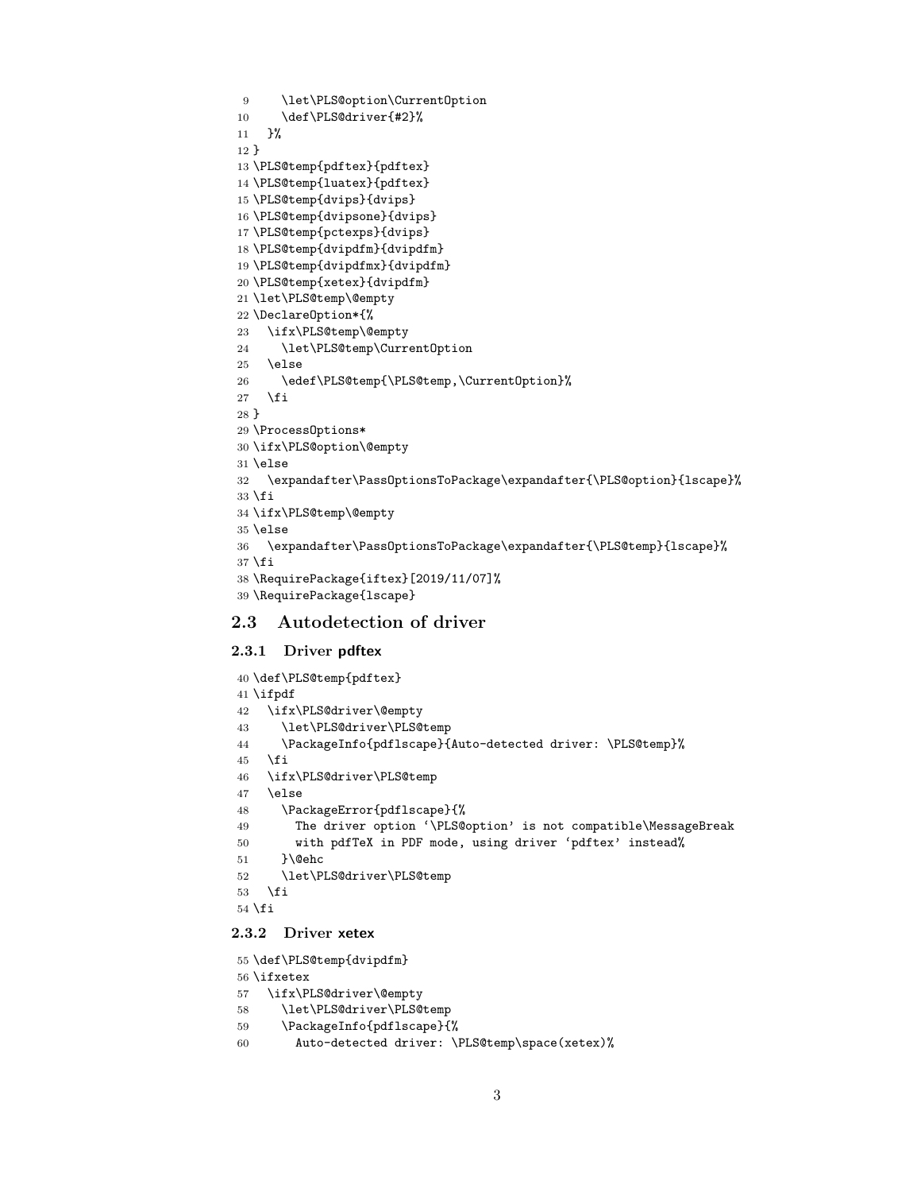```
9     \let\PLS@option\CurrentOption
10    \def\PLS@driver{#2}%
11  }%
12 }
13 \PLS@temp{pdftex}{pdftex}
14 \PLS@temp{luatex}{pdftex}
15 \PLS@temp{dvips}{dvips}
16 \PLS@temp{dvipsone}{dvips}
17 \PLS@temp{pctexps}{dvips}
18 \PLS@temp{dvipdfm}{dvipdfm}
19 \PLS@temp{dvipdfmx}{dvipdfm}
20 \PLS@temp{xetex}{dvipdfm}
21 \let\PLS@temp\@empty
22 \DeclareOption*{%
23   \ifx\PLS@temp\@empty
24     \let\PLS@temp\CurrentOption
25   \else
26     \edef\PLS@temp{\PLS@temp,\CurrentOption}%
27   \fi
28 }
29 \ProcessOptions*
30 \ifx\PLS@option\@empty
31 \else
32   \expandafter\PassOptionsToPackage\expandafter{\PLS@option}{lscape}%
33 \fi
34 \ifx\PLS@temp\@empty
35 \else
36   \expandafter\PassOptionsToPackage\expandafter{\PLS@temp}{lscape}%
37 \fi
38 \RequirePackage{iftex}[2019/11/07]%
39 \RequirePackage{lscape}
```

## 2.3 Autodetection of driver

### 2.3.1 Driver pdftex

```
40 \def\PLS@temp{pdftex}
41 \ifpdf
42   \ifx\PLS@driver\@empty
43     \let\PLS@driver\PLS@temp
44     \PackageInfo{pdflscape}{Auto-detected driver: \PLS@temp}%
45   \fi
46   \ifx\PLS@driver\PLS@temp
47   \else
48     \PackageError{pdflscape}{%
49       The driver option `\PLS@option' is not compatible\MessageBreak
50       with pdfTeX in PDF mode, using driver `pdftex' instead%
51     }\@ehc
52     \let\PLS@driver\PLS@temp
53   \fi
54 \fi
```

### 2.3.2 Driver xetex

```
55 \def\PLS@temp{dvipdfm}
56 \ifxetex
57   \ifx\PLS@driver\@empty
58     \let\PLS@driver\PLS@temp
59     \PackageInfo{pdflscape}{%
60       Auto-detected driver: \PLS@temp\space(xetex)%
```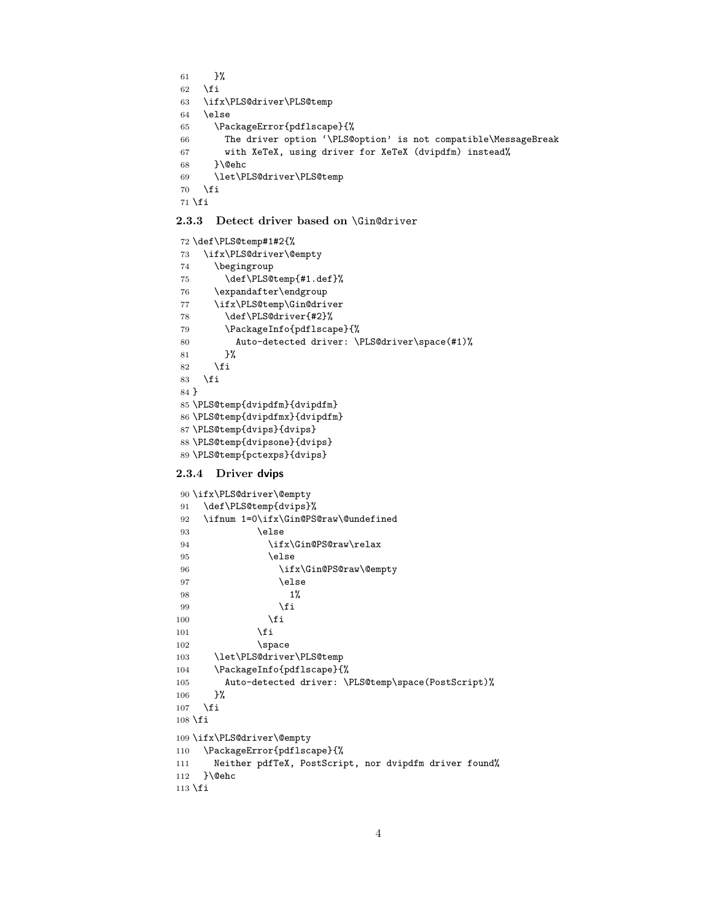```
61     }%
62   \fi
63   \ifx\PLS@driver\PLS@temp
64   \else
65     \PackageError{pdflscape}{%
66       The driver option `\PLS@option' is not compatible\MessageBreak
67       with XeTeX, using driver for XeTeX (dvipdfm) instead%
68     }\@ehc
69     \let\PLS@driver\PLS@temp
70   \fi
71 \fi
```

### 2.3.3 Detect driver based on \Gin@driver

```
72 \def\PLS@temp#1#2{%
73   \ifx\PLS@driver\@empty
74     \begingroup
75       \def\PLS@temp{#1.def}%
76     \expandafter\endgroup
77     \ifx\PLS@temp\Gin@driver
78       \def\PLS@driver{#2}%
79       \PackageInfo{pdflscape}{%
80         Auto-detected driver: \PLS@driver\space(#1)%
81       }%
82     \fi
83   \fi
84 }
85 \PLS@temp{dvipdfm}{dvipdfm}
86 \PLS@temp{dvipdfmx}{dvipdfm}
87 \PLS@temp{dvips}{dvips}
88 \PLS@temp{dvipsone}{dvips}
89 \PLS@temp{pctexps}{dvips}
```

### 2.3.4 Driver dvips

```
90 \ifx\PLS@driver\@empty
91   \def\PLS@temp{dvips}%
92   \ifnum 1=0\ifx\Gin@PS@raw\@undefined
93             \else
94               \ifx\Gin@PS@raw\relax
95               \else
96                 \ifx\Gin@PS@raw\@empty
97                 \else
98                   1%
99                 \fi
100              \fi
101            \fi
102            \space
103    \let\PLS@driver\PLS@temp
104    \PackageInfo{pdflscape}{%
105      Auto-detected driver: \PLS@temp\space(PostScript)%
106    }%
107  \fi
108 \fi
109 \ifx\PLS@driver\@empty
110   \PackageError{pdflscape}{%
111     Neither pdfTeX, PostScript, nor dvipdfm driver found%
112   }\@ehc
113 \fi
```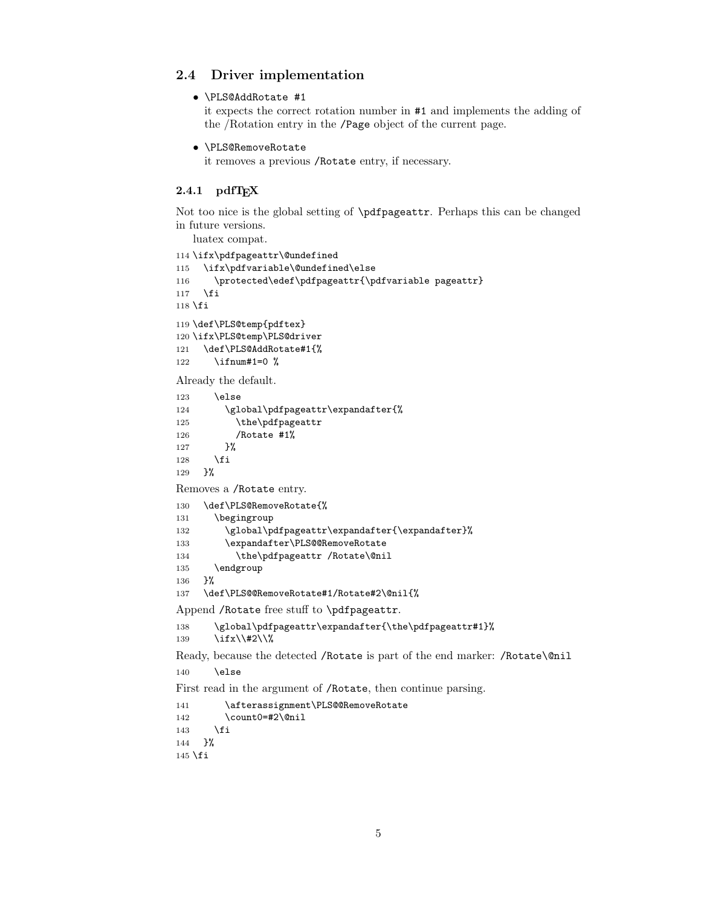## 2.4 Driver implementation

- `\PLS@AddRotate #1`
  it expects the correct rotation number in `#1` and implements the adding of the /Rotation entry in the `/Page` object of the current page.

- `\PLS@RemoveRotate`
  it removes a previous `/Rotate` entry, if necessary.

### 2.4.1 pdfTEX

Not too nice is the global setting of `\pdfpageattr`. Perhaps this can be changed in future versions.

luatex compat.

```
114 \ifx\pdfpageattr\@undefined
115   \ifx\pdfvariable\@undefined\else
116     \protected\edef\pdfpageattr{\pdfvariable pageattr}
117   \fi
118 \fi
```

```
119 \def\PLS@temp{pdftex}
120 \ifx\PLS@temp\PLS@driver
121   \def\PLS@AddRotate#1{%
122     \ifnum#1=0 %
```

Already the default.

```
123     \else
124       \global\pdfpageattr\expandafter{%
125         \the\pdfpageattr
126         /Rotate #1%
127       }%
128     \fi
129   }%
```

Removes a `/Rotate` entry.

```
130   \def\PLS@RemoveRotate{%
131     \begingroup
132       \global\pdfpageattr\expandafter{\expandafter}%
133       \expandafter\PLS@@RemoveRotate
134         \the\pdfpageattr /Rotate\@nil
135     \endgroup
136   }%
137   \def\PLS@@RemoveRotate#1/Rotate#2\@nil{%
```

Append `/Rotate` free stuff to `\pdfpageattr`.

```
138     \global\pdfpageattr\expandafter{\the\pdfpageattr#1}%
139     \ifx\\#2\\%
```

Ready, because the detected `/Rotate` is part of the end marker: `/Rotate\@nil`

```
140     \else
```

First read in the argument of `/Rotate`, then continue parsing.

```
141       \afterassignment\PLS@@RemoveRotate
142       \count0=#2\@nil
143     \fi
144   }%
145 \fi
```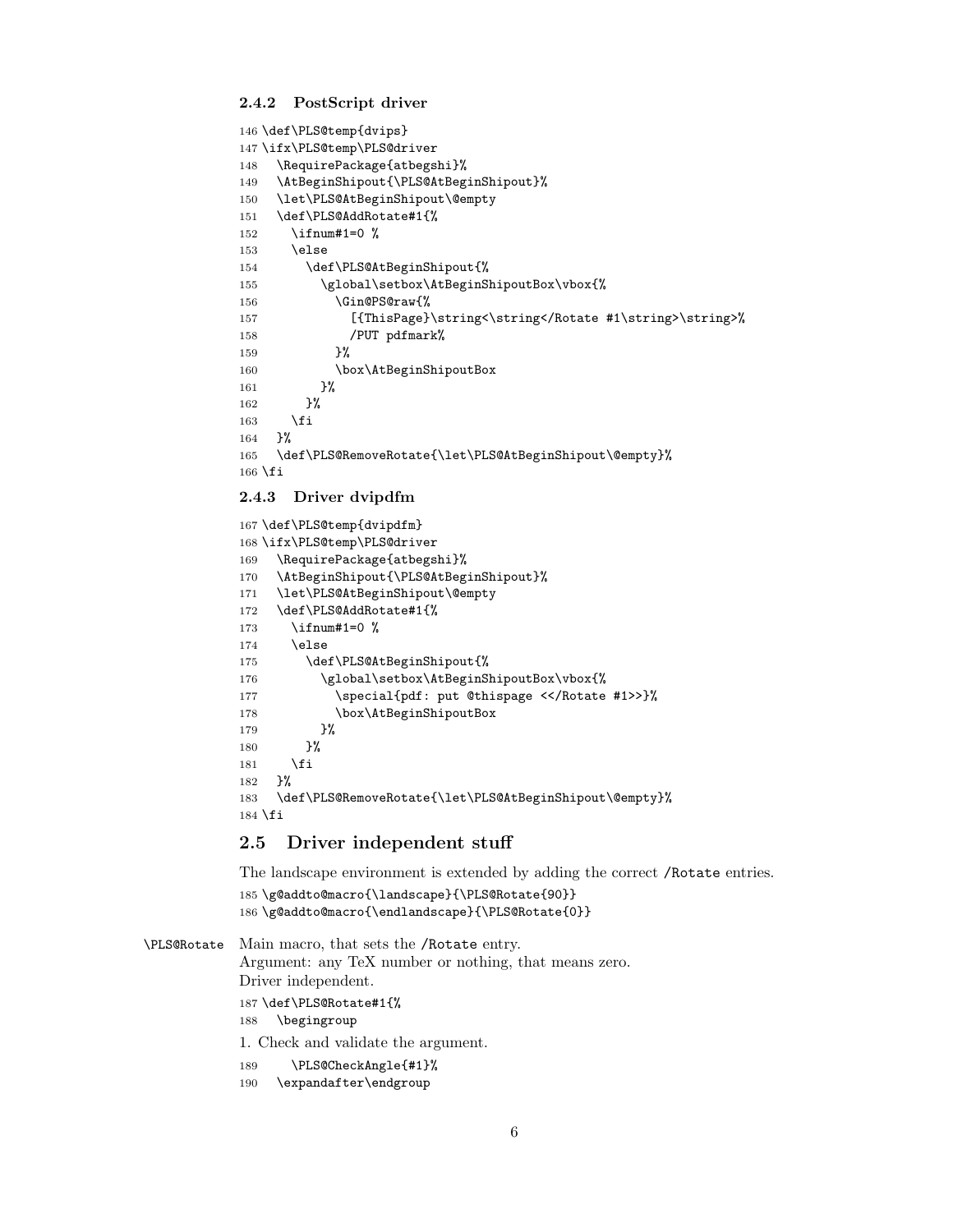### 2.4.2 PostScript driver

```
146 \def\PLS@temp{dvips}
147 \ifx\PLS@temp\PLS@driver
148   \RequirePackage{atbegshi}%
149   \AtBeginShipout{\PLS@AtBeginShipout}%
150   \let\PLS@AtBeginShipout\@empty
151   \def\PLS@AddRotate#1{%
152     \ifnum#1=0 %
153     \else
154       \def\PLS@AtBeginShipout{%
155         \global\setbox\AtBeginShipoutBox\vbox{%
156           \Gin@PS@raw{%
157             [{ThisPage}\string<\string</Rotate #1\string>\string>%
158             /PUT pdfmark%
159           }%
160           \box\AtBeginShipoutBox
161         }%
162       }%
163     \fi
164   }%
165   \def\PLS@RemoveRotate{\let\PLS@AtBeginShipout\@empty}%
166 \fi
```

### 2.4.3 Driver dvipdfm

```
167 \def\PLS@temp{dvipdfm}
168 \ifx\PLS@temp\PLS@driver
169   \RequirePackage{atbegshi}%
170   \AtBeginShipout{\PLS@AtBeginShipout}%
171   \let\PLS@AtBeginShipout\@empty
172   \def\PLS@AddRotate#1{%
173     \ifnum#1=0 %
174     \else
175       \def\PLS@AtBeginShipout{%
176         \global\setbox\AtBeginShipoutBox\vbox{%
177           \special{pdf: put @thispage <</Rotate #1>>}%
178           \box\AtBeginShipoutBox
179         }%
180       }%
181     \fi
182   }%
183   \def\PLS@RemoveRotate{\let\PLS@AtBeginShipout\@empty}%
184 \fi
```

## 2.5 Driver independent stuff

The landscape environment is extended by adding the correct /Rotate entries.

```
185 \g@addto@macro{\landscape}{\PLS@Rotate{90}}
186 \g@addto@macro{\endlandscape}{\PLS@Rotate{0}}
```

\PLS@Rotate Main macro, that sets the /Rotate entry.
Argument: any TeX number or nothing, that means zero.
Driver independent.

```
187 \def\PLS@Rotate#1{%
188   \begingroup
```

1. Check and validate the argument.

```
189     \PLS@CheckAngle{#1}%
190   \expandafter\endgroup
```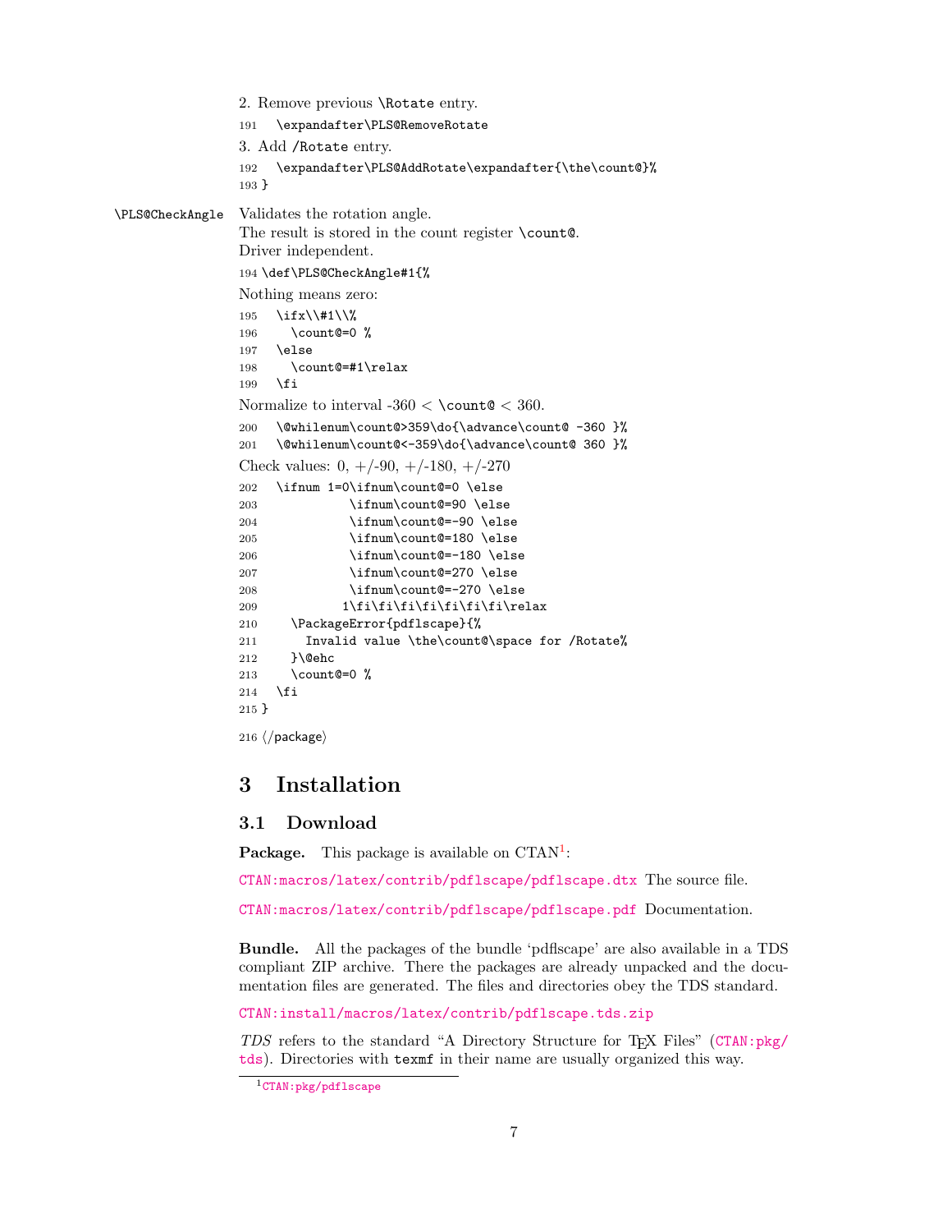2. Remove previous `\Rotate` entry.

```
191   \expandafter\PLS@RemoveRotate
```

3. Add `/Rotate` entry.

```
192   \expandafter\PLS@AddRotate\expandafter{\the\count@}%
193 }
```

`\PLS@CheckAngle` Validates the rotation angle.
The result is stored in the count register `\count@`.
Driver independent.

```
194 \def\PLS@CheckAngle#1{%
```

Nothing means zero:

```
195   \ifx\\#1\\%
196     \count@=0 %
197   \else
198     \count@=#1\relax
199   \fi
```

Normalize to interval -360 < `\count@` < 360.

```
200   \@whilenum\count@>359\do{\advance\count@ -360 }%
201   \@whilenum\count@<-359\do{\advance\count@ 360 }%
```

Check values: 0, +/-90, +/-180, +/-270

```
202   \ifnum 1=0\ifnum\count@=0 \else
203             \ifnum\count@=90 \else
204             \ifnum\count@=-90 \else
205             \ifnum\count@=180 \else
206             \ifnum\count@=-180 \else
207             \ifnum\count@=270 \else
208             \ifnum\count@=-270 \else
209            1\fi\fi\fi\fi\fi\fi\fi\relax
210     \PackageError{pdflscape}{%
211       Invalid value \the\count@\space for /Rotate%
212     }\@ehc
213     \count@=0 %
214   \fi
215 }
216 </package>
```

# 3 Installation

## 3.1 Download

**Package.** This package is available on CTAN[1]:

CTAN:macros/latex/contrib/pdflscape/pdflscape.dtx The source file.

CTAN:macros/latex/contrib/pdflscape/pdflscape.pdf Documentation.

**Bundle.** All the packages of the bundle 'pdflscape' are also available in a TDS compliant ZIP archive. There the packages are already unpacked and the documentation files are generated. The files and directories obey the TDS standard.

CTAN:install/macros/latex/contrib/pdflscape.tds.zip

*TDS* refers to the standard "A Directory Structure for TEX Files" (CTAN:pkg/tds). Directories with `texmf` in their name are usually organized this way.

[1] CTAN:pkg/pdflscape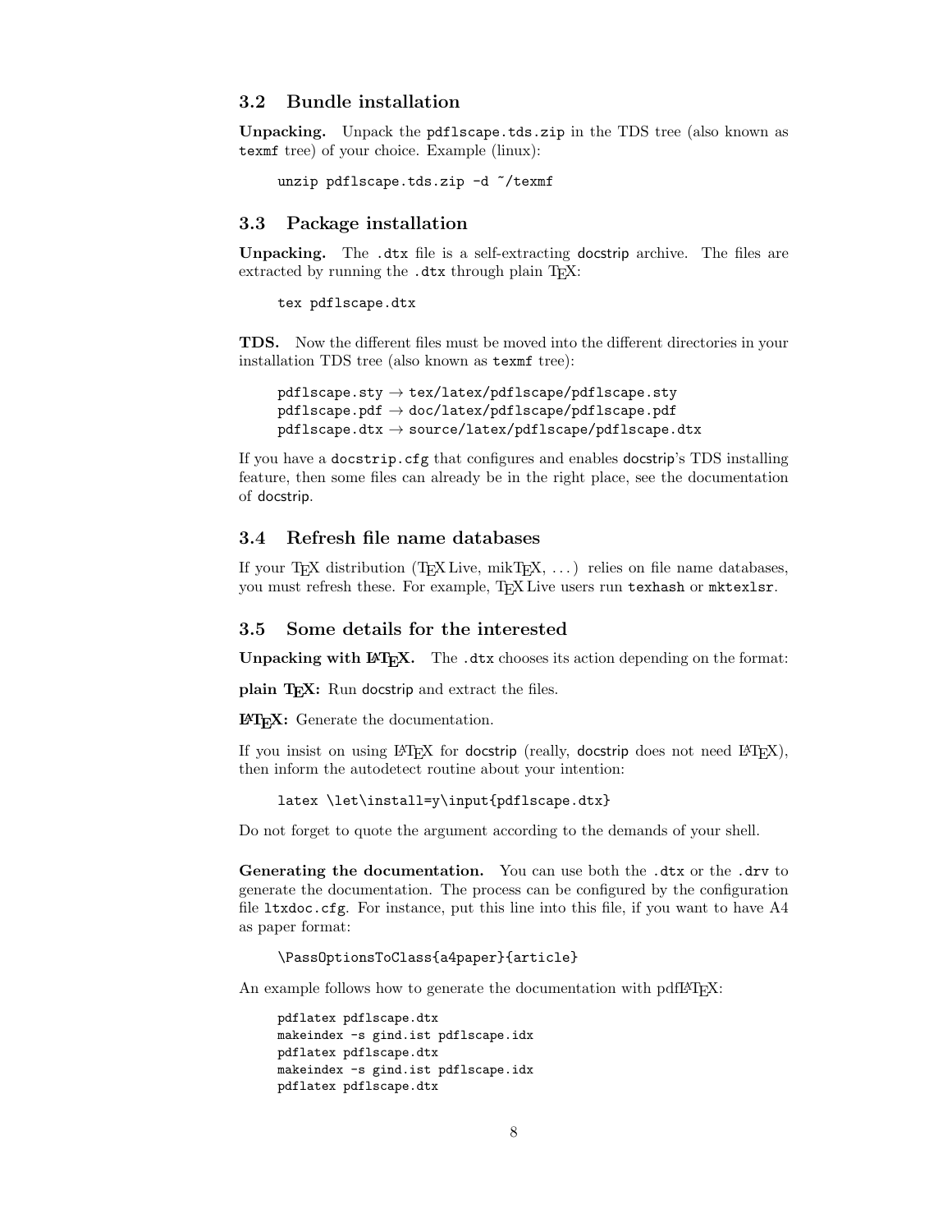### 3.2 Bundle installation

**Unpacking.** Unpack the `pdflscape.tds.zip` in the TDS tree (also known as `texmf` tree) of your choice. Example (linux):

```
unzip pdflscape.tds.zip -d ~/texmf
```

### 3.3 Package installation

**Unpacking.** The `.dtx` file is a self-extracting docstrip archive. The files are extracted by running the `.dtx` through plain TeX:

```
tex pdflscape.dtx
```

**TDS.** Now the different files must be moved into the different directories in your installation TDS tree (also known as `texmf` tree):

```
pdflscape.sty → tex/latex/pdflscape/pdflscape.sty
pdflscape.pdf → doc/latex/pdflscape/pdflscape.pdf
pdflscape.dtx → source/latex/pdflscape/pdflscape.dtx
```

If you have a `docstrip.cfg` that configures and enables docstrip's TDS installing feature, then some files can already be in the right place, see the documentation of docstrip.

### 3.4 Refresh file name databases

If your TeX distribution (TeX Live, mikTeX, ...) relies on file name databases, you must refresh these. For example, TeX Live users run `texhash` or `mktexlsr`.

### 3.5 Some details for the interested

**Unpacking with LaTeX.** The `.dtx` chooses its action depending on the format:

**plain TeX:** Run docstrip and extract the files.

**LaTeX:** Generate the documentation.

If you insist on using LaTeX for docstrip (really, docstrip does not need LaTeX), then inform the autodetect routine about your intention:

```
latex \let\install=y\input{pdflscape.dtx}
```

Do not forget to quote the argument according to the demands of your shell.

**Generating the documentation.** You can use both the `.dtx` or the `.drv` to generate the documentation. The process can be configured by the configuration file `ltxdoc.cfg`. For instance, put this line into this file, if you want to have A4 as paper format:

```
\PassOptionsToClass{a4paper}{article}
```

An example follows how to generate the documentation with pdfLaTeX:

```
pdflatex pdflscape.dtx
makeindex -s gind.ist pdflscape.idx
pdflatex pdflscape.dtx
makeindex -s gind.ist pdflscape.idx
pdflatex pdflscape.dtx
```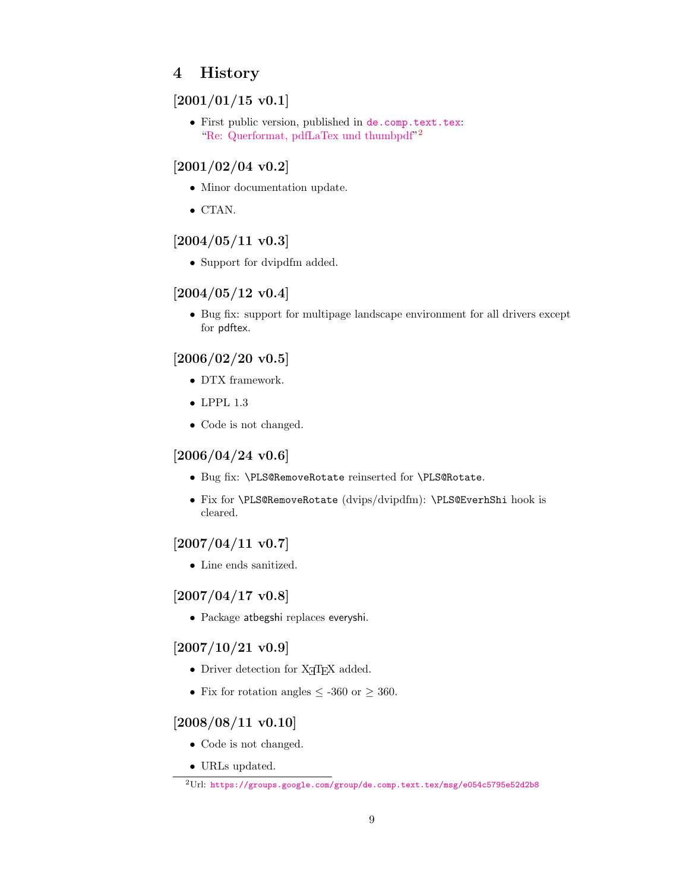# 4 History

## [2001/01/15 v0.1]

- First public version, published in de.comp.text.tex: "Re: Querformat, pdfLaTex und thumbpdf"[2]

## [2001/02/04 v0.2]

- Minor documentation update.
- CTAN.

## [2004/05/11 v0.3]

- Support for dvipdfm added.

## [2004/05/12 v0.4]

- Bug fix: support for multipage landscape environment for all drivers except for pdftex.

## [2006/02/20 v0.5]

- DTX framework.
- LPPL 1.3
- Code is not changed.

## [2006/04/24 v0.6]

- Bug fix: `\PLS@RemoveRotate` reinserted for `\PLS@Rotate`.
- Fix for `\PLS@RemoveRotate` (dvips/dvipdfm): `\PLS@EverhShi` hook is cleared.

## [2007/04/11 v0.7]

- Line ends sanitized.

## [2007/04/17 v0.8]

- Package atbegshi replaces everyshi.

## [2007/10/21 v0.9]

- Driver detection for XeTeX added.
- Fix for rotation angles ≤ -360 or ≥ 360.

## [2008/08/11 v0.10]

- Code is not changed.
- URLs updated.

---

[2] Url: https://groups.google.com/group/de.comp.text.tex/msg/e054c5795e52d2b8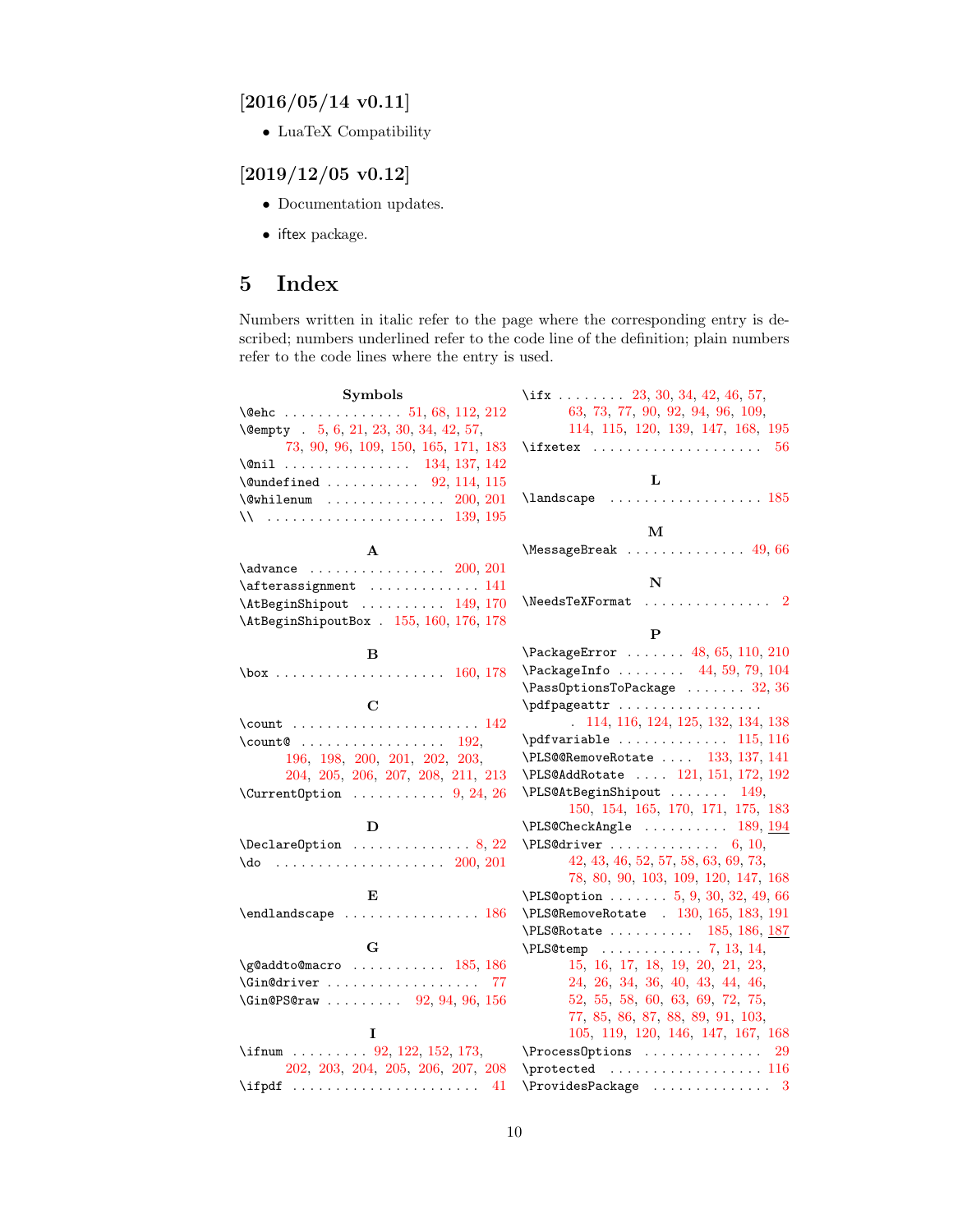### [2016/05/14 v0.11]

- LuaTeX Compatibility

### [2019/12/05 v0.12]

- Documentation updates.
- iftex package.

## 5 Index

Numbers written in italic refer to the page where the corresponding entry is described; numbers underlined refer to the code line of the definition; plain numbers refer to the code lines where the entry is used.

**Symbols**

\@ehc . . . . . . . . . . . . . . 51, 68, 112, 212
\@empty . 5, 6, 21, 23, 30, 34, 42, 57, 73, 90, 96, 109, 150, 165, 171, 183
\@nil . . . . . . . . . . . . . . . 134, 137, 142
\@undefined . . . . . . . . . . . 92, 114, 115
\@whilenum . . . . . . . . . . . . . . 200, 201
\\ . . . . . . . . . . . . . . . . . . . . 139, 195

**A**

\advance . . . . . . . . . . . . . . . . 200, 201
\afterassignment . . . . . . . . . . . . . 141
\AtBeginShipout . . . . . . . . . . 149, 170
\AtBeginShipoutBox . 155, 160, 176, 178

**B**

\box . . . . . . . . . . . . . . . . . . . 160, 178

**C**

\count . . . . . . . . . . . . . . . . . . . . . 142
\count@ . . . . . . . . . . . . . . . . . 192, 196, 198, 200, 201, 202, 203, 204, 205, 206, 207, 208, 211, 213
\CurrentOption . . . . . . . . . . . 9, 24, 26

**D**

\DeclareOption . . . . . . . . . . . . . . 8, 22
\do . . . . . . . . . . . . . . . . . . . . 200, 201

**E**

\endlandscape . . . . . . . . . . . . . . . . 186

**G**

\g@addto@macro . . . . . . . . . . . 185, 186
\Gin@driver . . . . . . . . . . . . . . . . . . 77
\Gin@PS@raw . . . . . . . . . 92, 94, 96, 156

**I**

\ifnum . . . . . . . . . 92, 122, 152, 173, 202, 203, 204, 205, 206, 207, 208
\ifpdf . . . . . . . . . . . . . . . . . . . . . . 41
\ifx . . . . . . . . 23, 30, 34, 42, 46, 57, 63, 73, 77, 90, 92, 94, 96, 109, 114, 115, 120, 139, 147, 168, 195
\ifxetex . . . . . . . . . . . . . . . . . . . . 56

**L**

\landscape . . . . . . . . . . . . . . . . . . 185

**M**

\MessageBreak . . . . . . . . . . . . . . 49, 66

**N**

\NeedsTeXFormat . . . . . . . . . . . . . . . 2

**P**

\PackageError . . . . . . . 48, 65, 110, 210
\PackageInfo . . . . . . . . 44, 59, 79, 104
\PassOptionsToPackage . . . . . . . 32, 36
\pdfpageattr . . . . . . . . . . . . . . . . . 114, 116, 124, 125, 132, 134, 138
\pdfvariable . . . . . . . . . . . . . 115, 116
\PLS@@RemoveRotate . . . . 133, 137, 141
\PLS@AddRotate . . . . 121, 151, 172, 192
\PLS@AtBeginShipout . . . . . . . 149, 150, 154, 165, 170, 171, 175, 183
\PLS@CheckAngle . . . . . . . . . . 189, 194
\PLS@driver . . . . . . . . . . . . . 6, 10, 42, 43, 46, 52, 57, 58, 63, 69, 73, 78, 80, 90, 103, 109, 120, 147, 168
\PLS@option . . . . . . . 5, 9, 30, 32, 49, 66
\PLS@RemoveRotate . 130, 165, 183, 191
\PLS@Rotate . . . . . . . . . . 185, 186, 187
\PLS@temp . . . . . . . . . . . . 7, 13, 14, 15, 16, 17, 18, 19, 20, 21, 23, 24, 26, 34, 36, 40, 43, 44, 46, 52, 55, 58, 60, 63, 69, 72, 75, 77, 85, 86, 87, 88, 89, 91, 103, 105, 119, 120, 146, 147, 167, 168
\ProcessOptions . . . . . . . . . . . . . . 29
\protected . . . . . . . . . . . . . . . . . . 116
\ProvidesPackage . . . . . . . . . . . . . . 3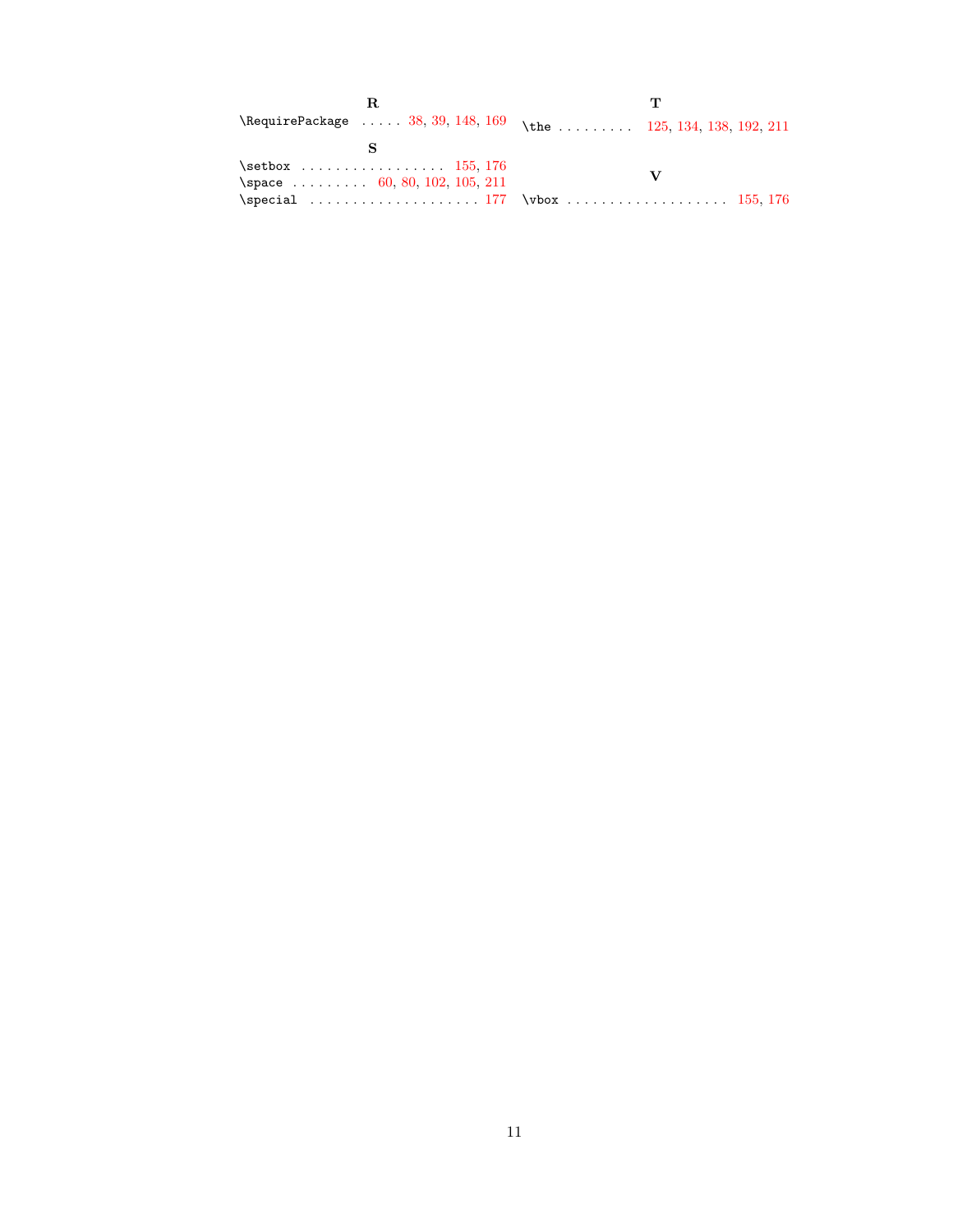**R**

\RequirePackage . . . . . 38, 39, 148, 169

**S**

\setbox . . . . . . . . . . . . . . . . . 155, 176
\space . . . . . . . . . 60, 80, 102, 105, 211
\special . . . . . . . . . . . . . . . . . . . . 177

**T**

\the . . . . . . . . . 125, 134, 138, 192, 211

**V**

\vbox . . . . . . . . . . . . . . . . . . . 155, 176